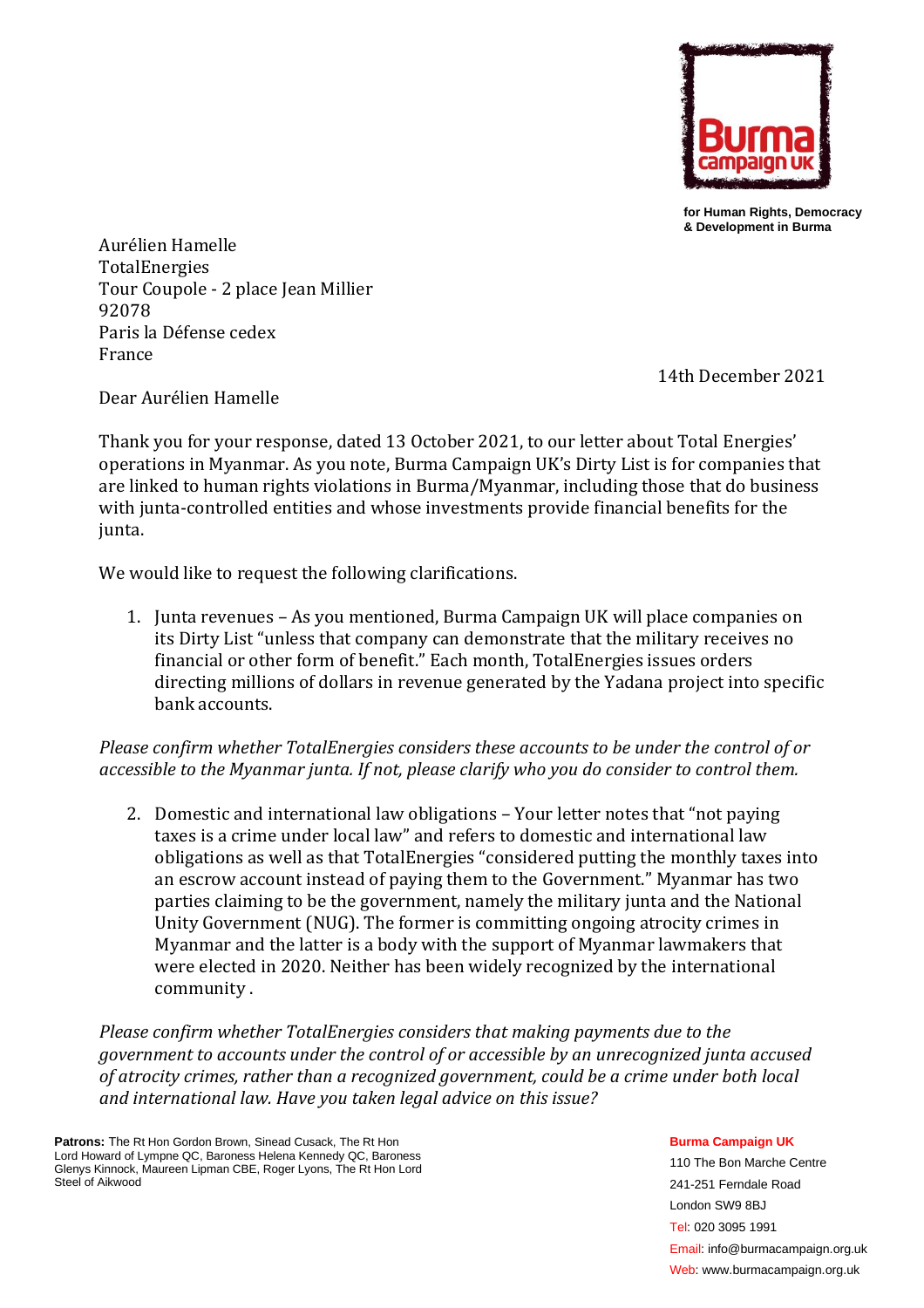**Burma campaign UK**

for Human Rights, Democracy & Development in Burma

Aurélien Hamelle
TotalEnergies
Tour Coupole - 2 place Jean Millier
92078
Paris la Défense cedex
France

14th December 2021

Dear Aurélien Hamelle

Thank you for your response, dated 13 October 2021, to our letter about Total Energies' operations in Myanmar. As you note, Burma Campaign UK's Dirty List is for companies that are linked to human rights violations in Burma/Myanmar, including those that do business with junta-controlled entities and whose investments provide financial benefits for the junta.

We would like to request the following clarifications.

1. Junta revenues – As you mentioned, Burma Campaign UK will place companies on its Dirty List "unless that company can demonstrate that the military receives no financial or other form of benefit." Each month, TotalEnergies issues orders directing millions of dollars in revenue generated by the Yadana project into specific bank accounts.

*Please confirm whether TotalEnergies considers these accounts to be under the control of or accessible to the Myanmar junta. If not, please clarify who you do consider to control them.*

2. Domestic and international law obligations – Your letter notes that "not paying taxes is a crime under local law" and refers to domestic and international law obligations as well as that TotalEnergies "considered putting the monthly taxes into an escrow account instead of paying them to the Government." Myanmar has two parties claiming to be the government, namely the military junta and the National Unity Government (NUG). The former is committing ongoing atrocity crimes in Myanmar and the latter is a body with the support of Myanmar lawmakers that were elected in 2020. Neither has been widely recognized by the international community .

*Please confirm whether TotalEnergies considers that making payments due to the government to accounts under the control of or accessible by an unrecognized junta accused of atrocity crimes, rather than a recognized government, could be a crime under both local and international law. Have you taken legal advice on this issue?*

**Patrons:** The Rt Hon Gordon Brown, Sinead Cusack, The Rt Hon Lord Howard of Lympne QC, Baroness Helena Kennedy QC, Baroness Glenys Kinnock, Maureen Lipman CBE, Roger Lyons, The Rt Hon Lord Steel of Aikwood

**Burma Campaign UK**
110 The Bon Marche Centre
241-251 Ferndale Road
London SW9 8BJ
Tel: 020 3095 1991
Email: info@burmacampaign.org.uk
Web: www.burmacampaign.org.uk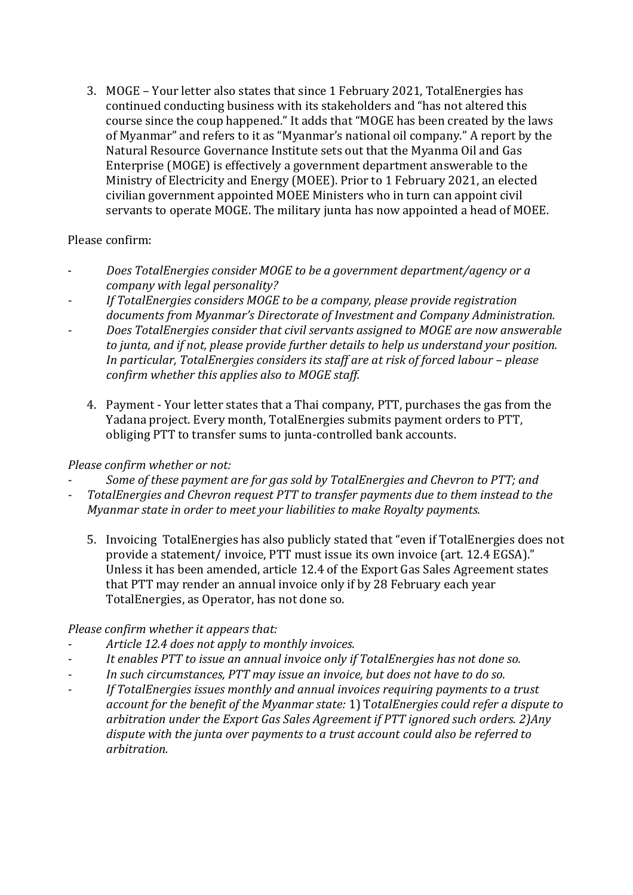3. MOGE – Your letter also states that since 1 February 2021, TotalEnergies has continued conducting business with its stakeholders and "has not altered this course since the coup happened." It adds that "MOGE has been created by the laws of Myanmar" and refers to it as "Myanmar's national oil company." A report by the Natural Resource Governance Institute sets out that the Myanma Oil and Gas Enterprise (MOGE) is effectively a government department answerable to the Ministry of Electricity and Energy (MOEE). Prior to 1 February 2021, an elected civilian government appointed MOEE Ministers who in turn can appoint civil servants to operate MOGE. The military junta has now appointed a head of MOEE.

Please confirm:

- *Does TotalEnergies consider MOGE to be a government department/agency or a company with legal personality?*
- *If TotalEnergies considers MOGE to be a company, please provide registration documents from Myanmar's Directorate of Investment and Company Administration.*
- *Does TotalEnergies consider that civil servants assigned to MOGE are now answerable to junta, and if not, please provide further details to help us understand your position. In particular, TotalEnergies considers its staff are at risk of forced labour – please confirm whether this applies also to MOGE staff.*

4. Payment - Your letter states that a Thai company, PTT, purchases the gas from the Yadana project. Every month, TotalEnergies submits payment orders to PTT, obliging PTT to transfer sums to junta-controlled bank accounts.

*Please confirm whether or not:*

- *Some of these payment are for gas sold by TotalEnergies and Chevron to PTT; and*
- *TotalEnergies and Chevron request PTT to transfer payments due to them instead to the Myanmar state in order to meet your liabilities to make Royalty payments.*

5. Invoicing TotalEnergies has also publicly stated that "even if TotalEnergies does not provide a statement/ invoice, PTT must issue its own invoice (art. 12.4 EGSA)." Unless it has been amended, article 12.4 of the Export Gas Sales Agreement states that PTT may render an annual invoice only if by 28 February each year TotalEnergies, as Operator, has not done so.

*Please confirm whether it appears that:*

- *Article 12.4 does not apply to monthly invoices.*
- *It enables PTT to issue an annual invoice only if TotalEnergies has not done so.*
- *In such circumstances, PTT may issue an invoice, but does not have to do so.*
- *If TotalEnergies issues monthly and annual invoices requiring payments to a trust account for the benefit of the Myanmar state:* 1) T*otalEnergies could refer a dispute to arbitration under the Export Gas Sales Agreement if PTT ignored such orders. 2)Any dispute with the junta over payments to a trust account could also be referred to arbitration.*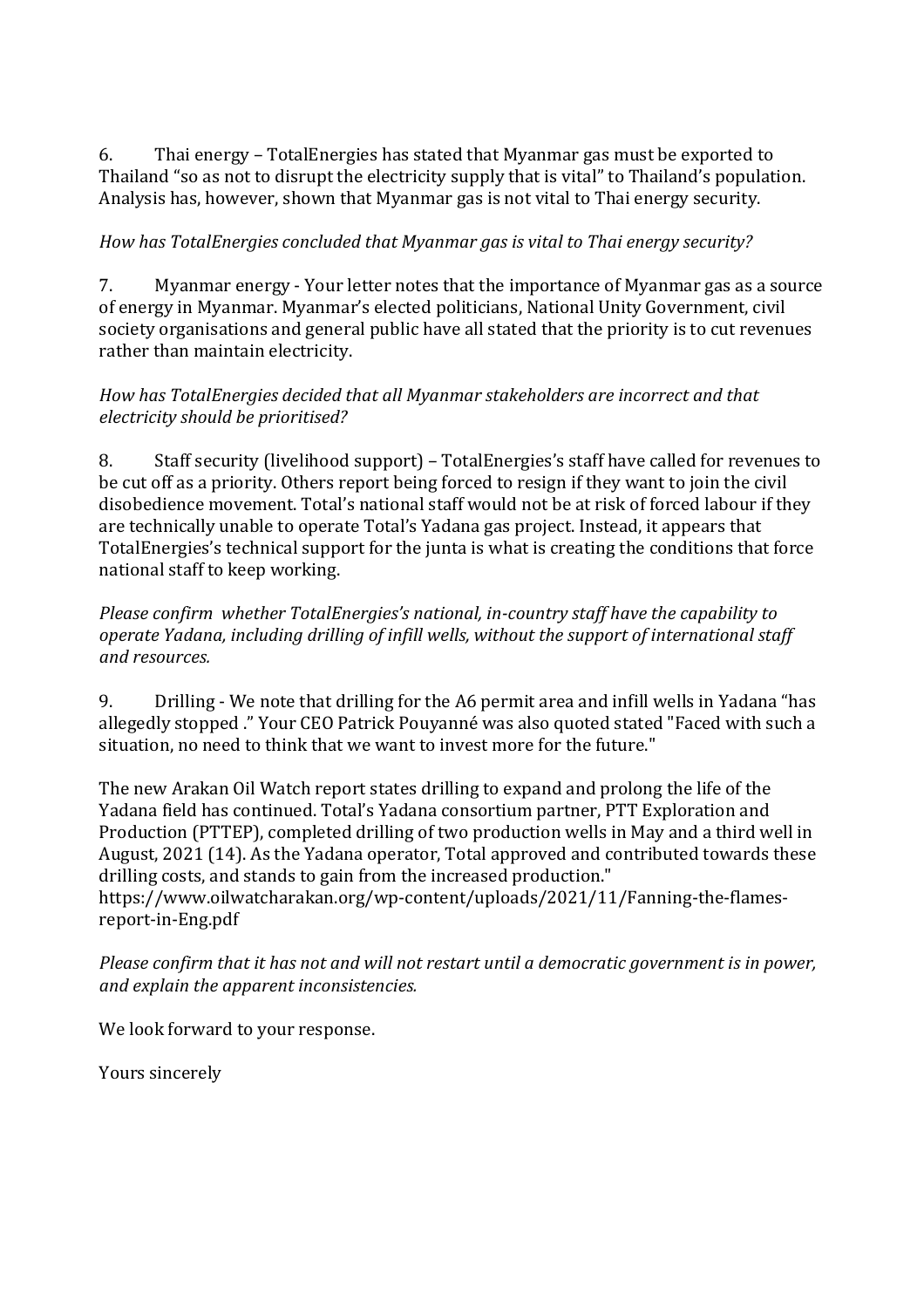6. Thai energy – TotalEnergies has stated that Myanmar gas must be exported to Thailand "so as not to disrupt the electricity supply that is vital" to Thailand's population. Analysis has, however, shown that Myanmar gas is not vital to Thai energy security.

*How has TotalEnergies concluded that Myanmar gas is vital to Thai energy security?*

7. Myanmar energy - Your letter notes that the importance of Myanmar gas as a source of energy in Myanmar. Myanmar's elected politicians, National Unity Government, civil society organisations and general public have all stated that the priority is to cut revenues rather than maintain electricity.

*How has TotalEnergies decided that all Myanmar stakeholders are incorrect and that electricity should be prioritised?*

8. Staff security (livelihood support) – TotalEnergies's staff have called for revenues to be cut off as a priority. Others report being forced to resign if they want to join the civil disobedience movement. Total's national staff would not be at risk of forced labour if they are technically unable to operate Total's Yadana gas project. Instead, it appears that TotalEnergies's technical support for the junta is what is creating the conditions that force national staff to keep working.

*Please confirm whether TotalEnergies's national, in-country staff have the capability to operate Yadana, including drilling of infill wells, without the support of international staff and resources.*

9. Drilling - We note that drilling for the A6 permit area and infill wells in Yadana "has allegedly stopped ." Your CEO Patrick Pouyanné was also quoted stated "Faced with such a situation, no need to think that we want to invest more for the future."

The new Arakan Oil Watch report states drilling to expand and prolong the life of the Yadana field has continued. Total's Yadana consortium partner, PTT Exploration and Production (PTTEP), completed drilling of two production wells in May and a third well in August, 2021 (14). As the Yadana operator, Total approved and contributed towards these drilling costs, and stands to gain from the increased production."
https://www.oilwatcharakan.org/wp-content/uploads/2021/11/Fanning-the-flames-report-in-Eng.pdf

*Please confirm that it has not and will not restart until a democratic government is in power, and explain the apparent inconsistencies.*

We look forward to your response.

Yours sincerely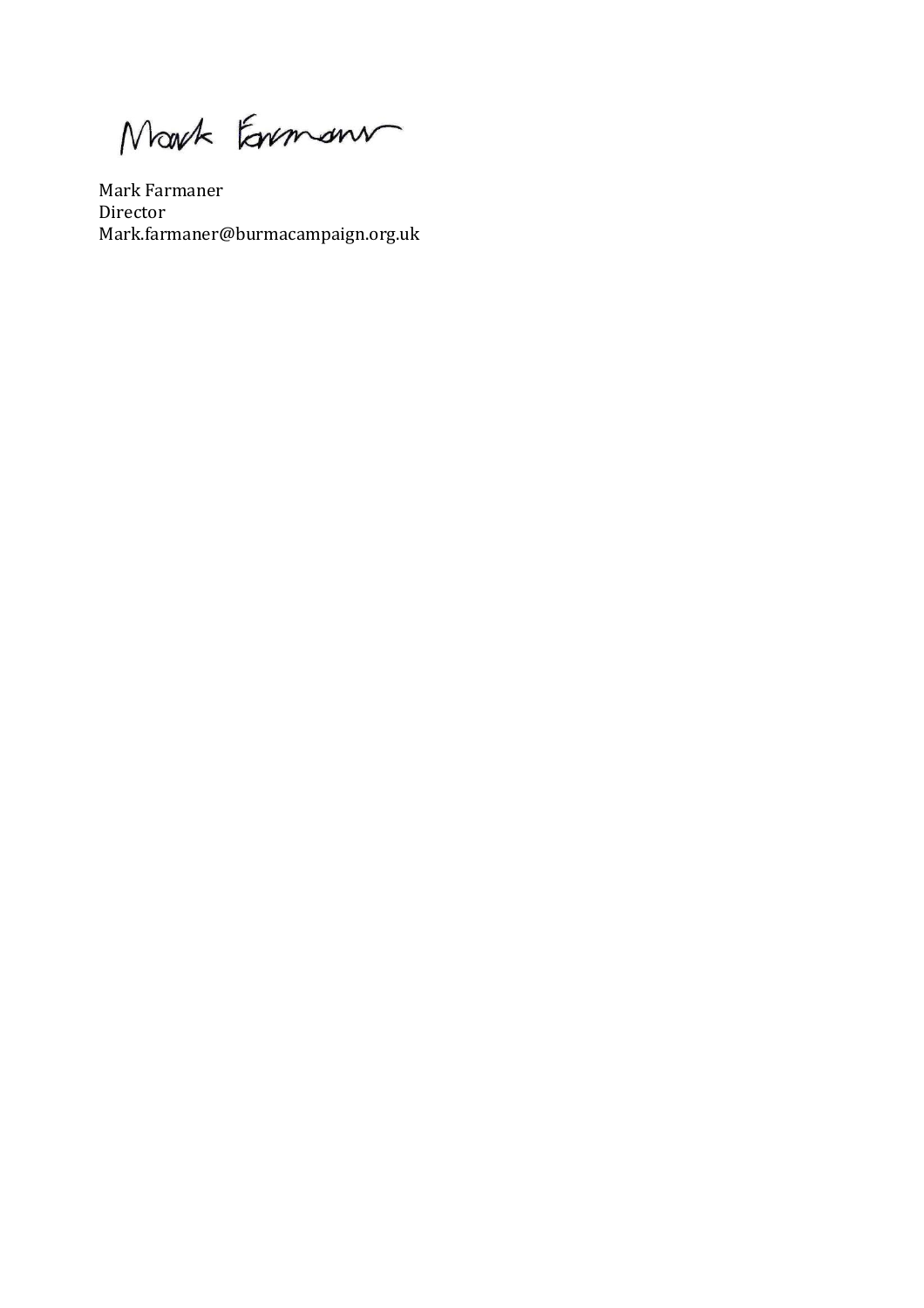Mark Farmaner

Mark Farmaner
Director
Mark.farmaner@burmacampaign.org.uk